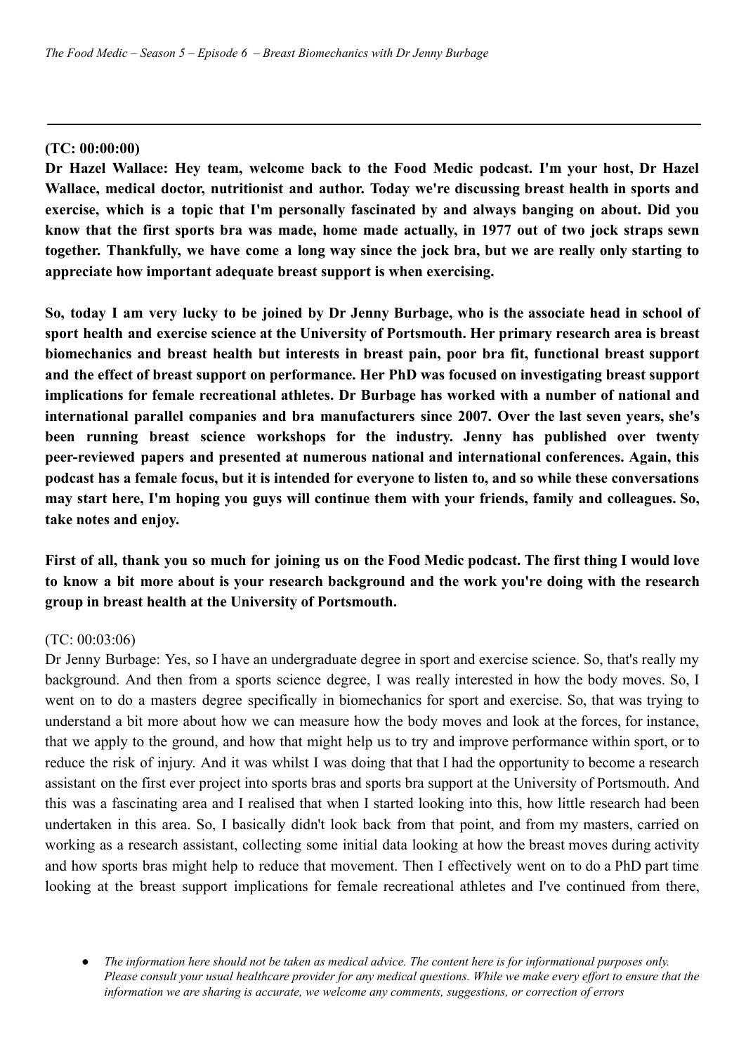**(TC: 00:00:00)**

**Dr Hazel Wallace: Hey team, welcome back to the Food Medic podcast. I'm your host, Dr Hazel Wallace, medical doctor, nutritionist and author. Today we're discussing breast health in sports and exercise, which is a topic that I'm personally fascinated by and always banging on about. Did you know that the first sports bra was made, home made actually, in 1977 out of two jock straps sewn together. Thankfully, we have come a long way since the jock bra, but we are really only starting to appreciate how important adequate breast support is when exercising.**

**So, today I am very lucky to be joined by Dr Jenny Burbage, who is the associate head in school of sport health and exercise science at the University of Portsmouth. Her primary research area is breast biomechanics and breast health but interests in breast pain, poor bra fit, functional breast support and the effect of breast support on performance. Her PhD was focused on investigating breast support implications for female recreational athletes. Dr Burbage has worked with a number of national and international parallel companies and bra manufacturers since 2007. Over the last seven years, she's been running breast science workshops for the industry. Jenny has published over twenty peer-reviewed papers and presented at numerous national and international conferences. Again, this podcast has a female focus, but it is intended for everyone to listen to, and so while these conversations may start here, I'm hoping you guys will continue them with your friends, family and colleagues. So, take notes and enjoy.**

**First of all, thank you so much for joining us on the Food Medic podcast. The first thing I would love to know a bit more about is your research background and the work you're doing with the research group in breast health at the University of Portsmouth.**

(TC: 00:03:06)

Dr Jenny Burbage: Yes, so I have an undergraduate degree in sport and exercise science. So, that's really my background. And then from a sports science degree, I was really interested in how the body moves. So, I went on to do a masters degree specifically in biomechanics for sport and exercise. So, that was trying to understand a bit more about how we can measure how the body moves and look at the forces, for instance, that we apply to the ground, and how that might help us to try and improve performance within sport, or to reduce the risk of injury. And it was whilst I was doing that that I had the opportunity to become a research assistant on the first ever project into sports bras and sports bra support at the University of Portsmouth. And this was a fascinating area and I realised that when I started looking into this, how little research had been undertaken in this area. So, I basically didn't look back from that point, and from my masters, carried on working as a research assistant, collecting some initial data looking at how the breast moves during activity and how sports bras might help to reduce that movement. Then I effectively went on to do a PhD part time looking at the breast support implications for female recreational athletes and I've continued from there,

- *The information here should not be taken as medical advice. The content here is for informational purposes only. Please consult your usual healthcare provider for any medical questions. While we make every effort to ensure that the information we are sharing is accurate, we welcome any comments, suggestions, or correction of errors*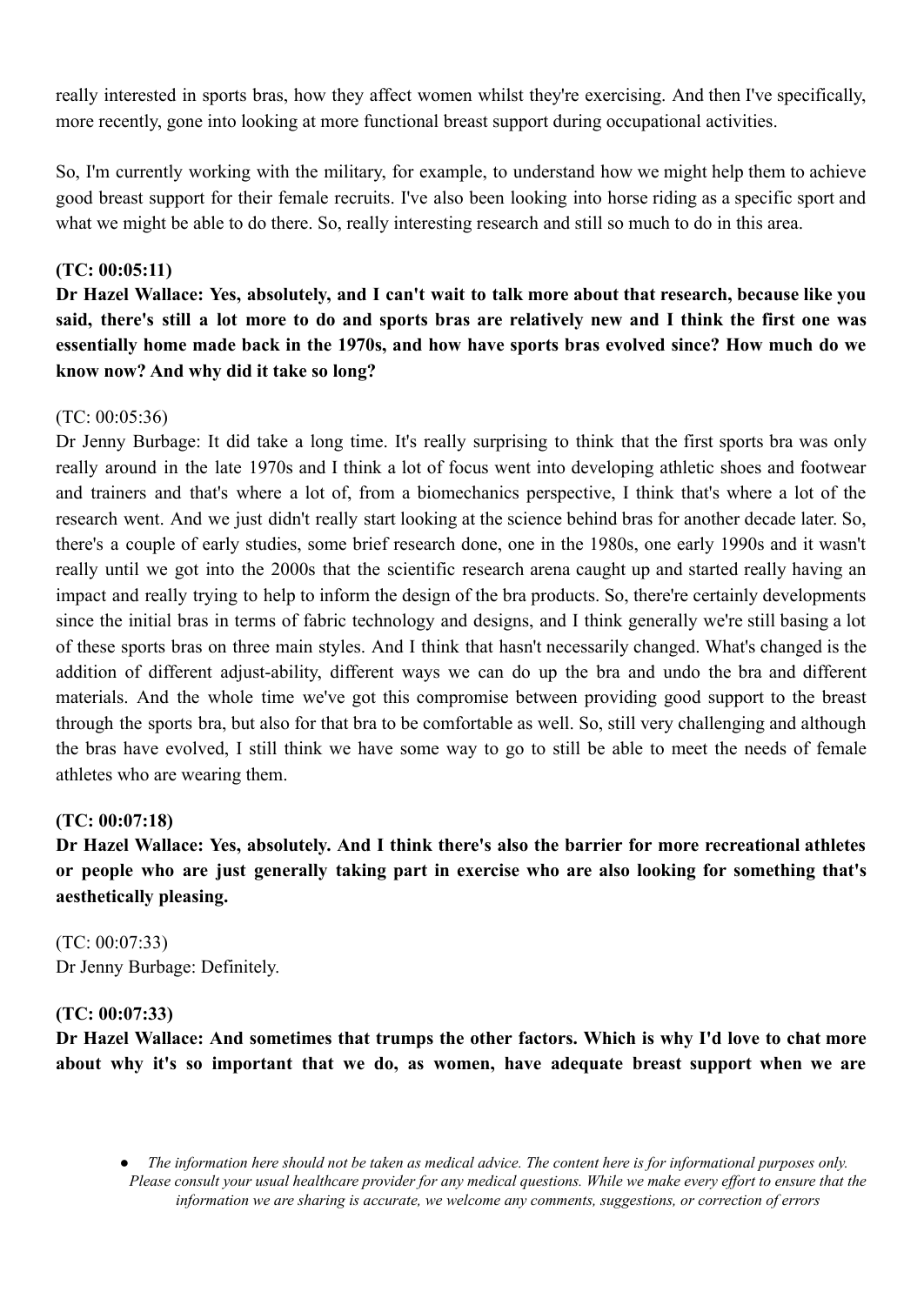really interested in sports bras, how they affect women whilst they're exercising. And then I've specifically, more recently, gone into looking at more functional breast support during occupational activities.

So, I'm currently working with the military, for example, to understand how we might help them to achieve good breast support for their female recruits. I've also been looking into horse riding as a specific sport and what we might be able to do there. So, really interesting research and still so much to do in this area.

**(TC: 00:05:11)**

**Dr Hazel Wallace: Yes, absolutely, and I can't wait to talk more about that research, because like you said, there's still a lot more to do and sports bras are relatively new and I think the first one was essentially home made back in the 1970s, and how have sports bras evolved since? How much do we know now? And why did it take so long?**

(TC: 00:05:36)

Dr Jenny Burbage: It did take a long time. It's really surprising to think that the first sports bra was only really around in the late 1970s and I think a lot of focus went into developing athletic shoes and footwear and trainers and that's where a lot of, from a biomechanics perspective, I think that's where a lot of the research went. And we just didn't really start looking at the science behind bras for another decade later. So, there's a couple of early studies, some brief research done, one in the 1980s, one early 1990s and it wasn't really until we got into the 2000s that the scientific research arena caught up and started really having an impact and really trying to help to inform the design of the bra products. So, there're certainly developments since the initial bras in terms of fabric technology and designs, and I think generally we're still basing a lot of these sports bras on three main styles. And I think that hasn't necessarily changed. What's changed is the addition of different adjust-ability, different ways we can do up the bra and undo the bra and different materials. And the whole time we've got this compromise between providing good support to the breast through the sports bra, but also for that bra to be comfortable as well. So, still very challenging and although the bras have evolved, I still think we have some way to go to still be able to meet the needs of female athletes who are wearing them.

**(TC: 00:07:18)**

**Dr Hazel Wallace: Yes, absolutely. And I think there's also the barrier for more recreational athletes or people who are just generally taking part in exercise who are also looking for something that's aesthetically pleasing.**

(TC: 00:07:33)

Dr Jenny Burbage: Definitely.

**(TC: 00:07:33)**

**Dr Hazel Wallace: And sometimes that trumps the other factors. Which is why I'd love to chat more about why it's so important that we do, as women, have adequate breast support when we are**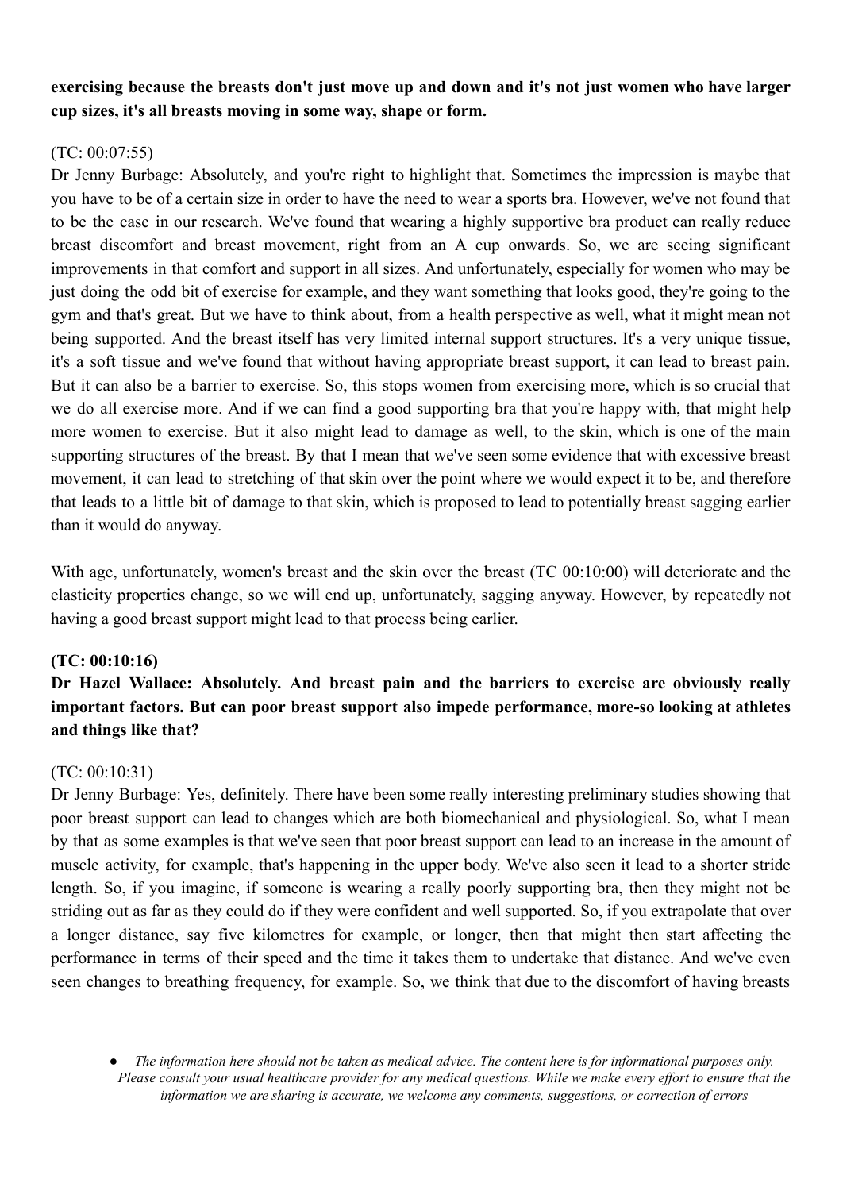**exercising because the breasts don't just move up and down and it's not just women who have larger cup sizes, it's all breasts moving in some way, shape or form.**

(TC: 00:07:55)
Dr Jenny Burbage: Absolutely, and you're right to highlight that. Sometimes the impression is maybe that you have to be of a certain size in order to have the need to wear a sports bra. However, we've not found that to be the case in our research. We've found that wearing a highly supportive bra product can really reduce breast discomfort and breast movement, right from an A cup onwards. So, we are seeing significant improvements in that comfort and support in all sizes. And unfortunately, especially for women who may be just doing the odd bit of exercise for example, and they want something that looks good, they're going to the gym and that's great. But we have to think about, from a health perspective as well, what it might mean not being supported. And the breast itself has very limited internal support structures. It's a very unique tissue, it's a soft tissue and we've found that without having appropriate breast support, it can lead to breast pain. But it can also be a barrier to exercise. So, this stops women from exercising more, which is so crucial that we do all exercise more. And if we can find a good supporting bra that you're happy with, that might help more women to exercise. But it also might lead to damage as well, to the skin, which is one of the main supporting structures of the breast. By that I mean that we've seen some evidence that with excessive breast movement, it can lead to stretching of that skin over the point where we would expect it to be, and therefore that leads to a little bit of damage to that skin, which is proposed to lead to potentially breast sagging earlier than it would do anyway.

With age, unfortunately, women's breast and the skin over the breast (TC 00:10:00) will deteriorate and the elasticity properties change, so we will end up, unfortunately, sagging anyway. However, by repeatedly not having a good breast support might lead to that process being earlier.

**(TC: 00:10:16)**
**Dr Hazel Wallace: Absolutely. And breast pain and the barriers to exercise are obviously really important factors. But can poor breast support also impede performance, more-so looking at athletes and things like that?**

(TC: 00:10:31)
Dr Jenny Burbage: Yes, definitely. There have been some really interesting preliminary studies showing that poor breast support can lead to changes which are both biomechanical and physiological. So, what I mean by that as some examples is that we've seen that poor breast support can lead to an increase in the amount of muscle activity, for example, that's happening in the upper body. We've also seen it lead to a shorter stride length. So, if you imagine, if someone is wearing a really poorly supporting bra, then they might not be striding out as far as they could do if they were confident and well supported. So, if you extrapolate that over a longer distance, say five kilometres for example, or longer, then that might then start affecting the performance in terms of their speed and the time it takes them to undertake that distance. And we've even seen changes to breathing frequency, for example. So, we think that due to the discomfort of having breasts

- *The information here should not be taken as medical advice. The content here is for informational purposes only. Please consult your usual healthcare provider for any medical questions. While we make every effort to ensure that the information we are sharing is accurate, we welcome any comments, suggestions, or correction of errors*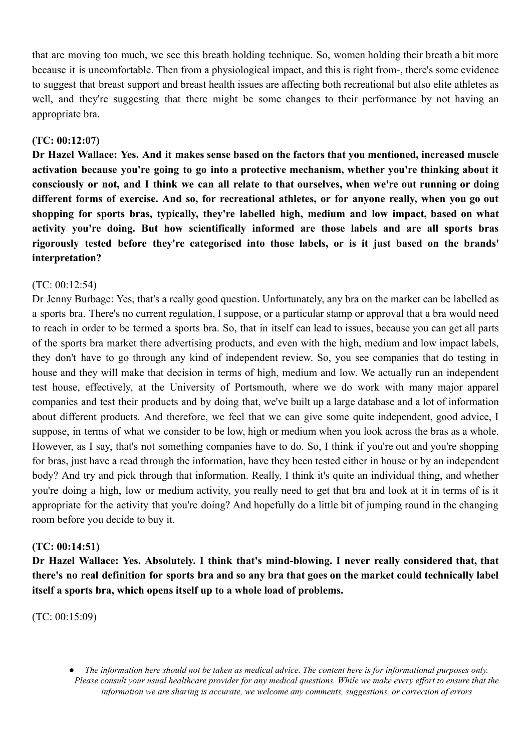that are moving too much, we see this breath holding technique. So, women holding their breath a bit more because it is uncomfortable. Then from a physiological impact, and this is right from-, there's some evidence to suggest that breast support and breast health issues are affecting both recreational but also elite athletes as well, and they're suggesting that there might be some changes to their performance by not having an appropriate bra.

**(TC: 00:12:07)**

**Dr Hazel Wallace: Yes. And it makes sense based on the factors that you mentioned, increased muscle activation because you're going to go into a protective mechanism, whether you're thinking about it consciously or not, and I think we can all relate to that ourselves, when we're out running or doing different forms of exercise. And so, for recreational athletes, or for anyone really, when you go out shopping for sports bras, typically, they're labelled high, medium and low impact, based on what activity you're doing. But how scientifically informed are those labels and are all sports bras rigorously tested before they're categorised into those labels, or is it just based on the brands' interpretation?**

(TC: 00:12:54)

Dr Jenny Burbage: Yes, that's a really good question. Unfortunately, any bra on the market can be labelled as a sports bra. There's no current regulation, I suppose, or a particular stamp or approval that a bra would need to reach in order to be termed a sports bra. So, that in itself can lead to issues, because you can get all parts of the sports bra market there advertising products, and even with the high, medium and low impact labels, they don't have to go through any kind of independent review. So, you see companies that do testing in house and they will make that decision in terms of high, medium and low. We actually run an independent test house, effectively, at the University of Portsmouth, where we do work with many major apparel companies and test their products and by doing that, we've built up a large database and a lot of information about different products. And therefore, we feel that we can give some quite independent, good advice, I suppose, in terms of what we consider to be low, high or medium when you look across the bras as a whole. However, as I say, that's not something companies have to do. So, I think if you're out and you're shopping for bras, just have a read through the information, have they been tested either in house or by an independent body? And try and pick through that information. Really, I think it's quite an individual thing, and whether you're doing a high, low or medium activity, you really need to get that bra and look at it in terms of is it appropriate for the activity that you're doing? And hopefully do a little bit of jumping round in the changing room before you decide to buy it.

**(TC: 00:14:51)**

**Dr Hazel Wallace: Yes. Absolutely. I think that's mind-blowing. I never really considered that, that there's no real definition for sports bra and so any bra that goes on the market could technically label itself a sports bra, which opens itself up to a whole load of problems.**

(TC: 00:15:09)

- *The information here should not be taken as medical advice. The content here is for informational purposes only. Please consult your usual healthcare provider for any medical questions. While we make every effort to ensure that the information we are sharing is accurate, we welcome any comments, suggestions, or correction of errors*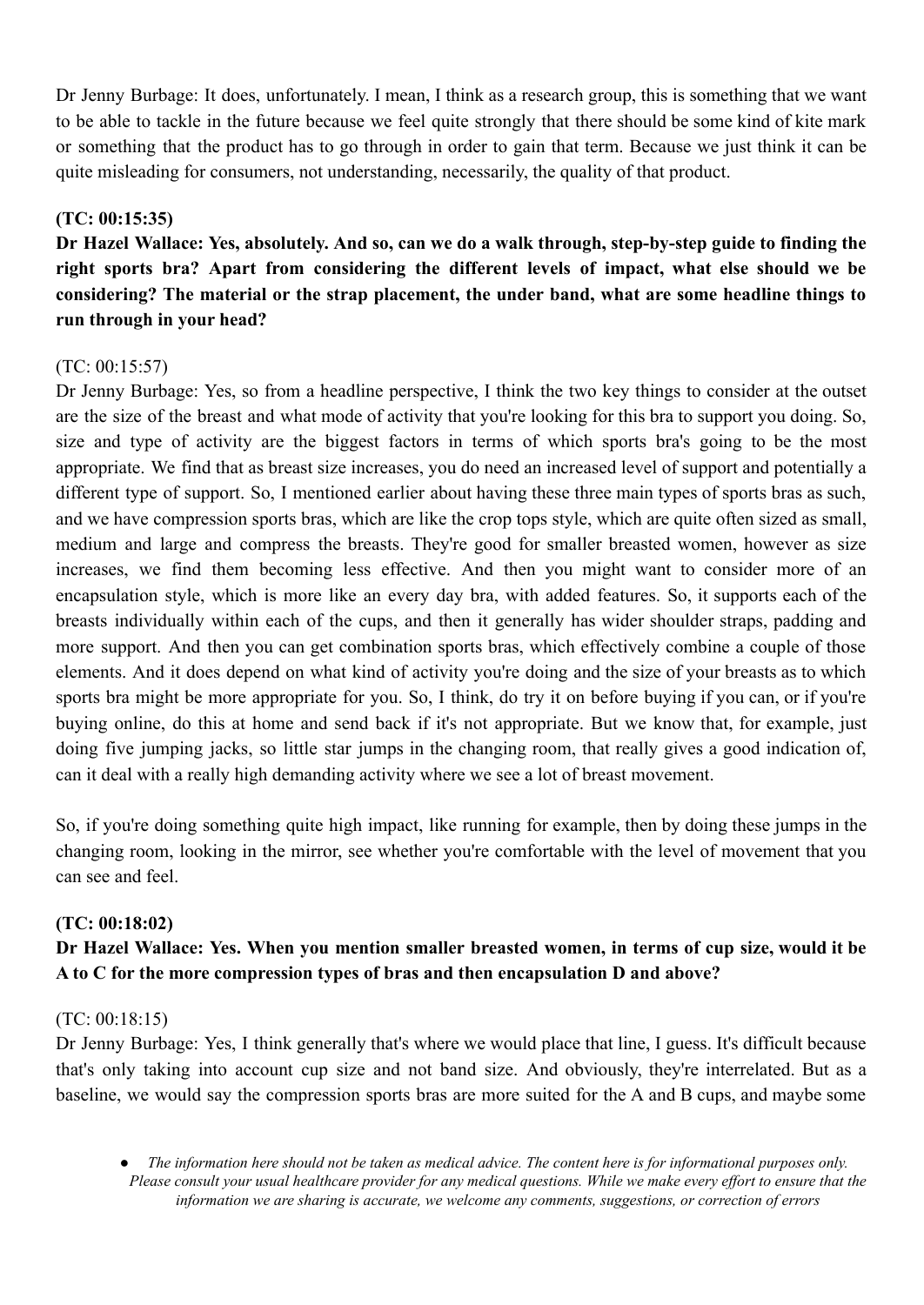Dr Jenny Burbage: It does, unfortunately. I mean, I think as a research group, this is something that we want to be able to tackle in the future because we feel quite strongly that there should be some kind of kite mark or something that the product has to go through in order to gain that term. Because we just think it can be quite misleading for consumers, not understanding, necessarily, the quality of that product.

**(TC: 00:15:35)**

**Dr Hazel Wallace: Yes, absolutely. And so, can we do a walk through, step-by-step guide to finding the right sports bra? Apart from considering the different levels of impact, what else should we be considering? The material or the strap placement, the under band, what are some headline things to run through in your head?**

(TC: 00:15:57)

Dr Jenny Burbage: Yes, so from a headline perspective, I think the two key things to consider at the outset are the size of the breast and what mode of activity that you're looking for this bra to support you doing. So, size and type of activity are the biggest factors in terms of which sports bra's going to be the most appropriate. We find that as breast size increases, you do need an increased level of support and potentially a different type of support. So, I mentioned earlier about having these three main types of sports bras as such, and we have compression sports bras, which are like the crop tops style, which are quite often sized as small, medium and large and compress the breasts. They're good for smaller breasted women, however as size increases, we find them becoming less effective. And then you might want to consider more of an encapsulation style, which is more like an every day bra, with added features. So, it supports each of the breasts individually within each of the cups, and then it generally has wider shoulder straps, padding and more support. And then you can get combination sports bras, which effectively combine a couple of those elements. And it does depend on what kind of activity you're doing and the size of your breasts as to which sports bra might be more appropriate for you. So, I think, do try it on before buying if you can, or if you're buying online, do this at home and send back if it's not appropriate. But we know that, for example, just doing five jumping jacks, so little star jumps in the changing room, that really gives a good indication of, can it deal with a really high demanding activity where we see a lot of breast movement.

So, if you're doing something quite high impact, like running for example, then by doing these jumps in the changing room, looking in the mirror, see whether you're comfortable with the level of movement that you can see and feel.

**(TC: 00:18:02)**

**Dr Hazel Wallace: Yes. When you mention smaller breasted women, in terms of cup size, would it be A to C for the more compression types of bras and then encapsulation D and above?**

(TC: 00:18:15)

Dr Jenny Burbage: Yes, I think generally that's where we would place that line, I guess. It's difficult because that's only taking into account cup size and not band size. And obviously, they're interrelated. But as a baseline, we would say the compression sports bras are more suited for the A and B cups, and maybe some

- *The information here should not be taken as medical advice. The content here is for informational purposes only. Please consult your usual healthcare provider for any medical questions. While we make every effort to ensure that the information we are sharing is accurate, we welcome any comments, suggestions, or correction of errors*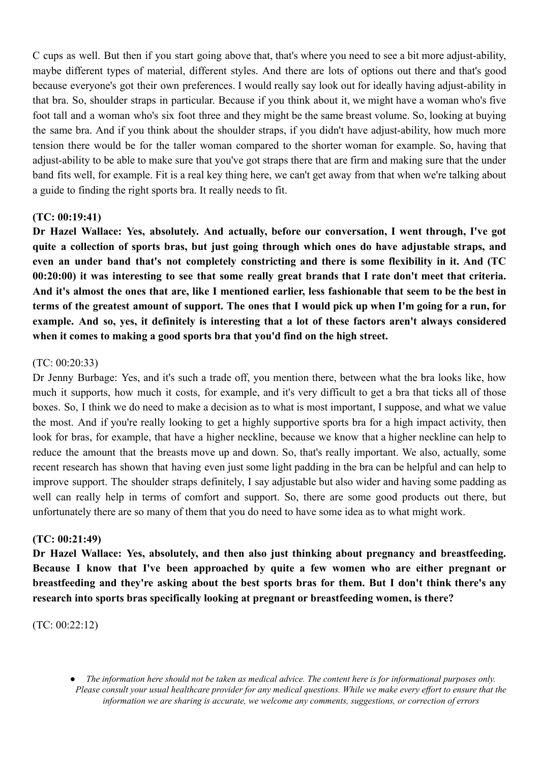C cups as well. But then if you start going above that, that's where you need to see a bit more adjust-ability, maybe different types of material, different styles. And there are lots of options out there and that's good because everyone's got their own preferences. I would really say look out for ideally having adjust-ability in that bra. So, shoulder straps in particular. Because if you think about it, we might have a woman who's five foot tall and a woman who's six foot three and they might be the same breast volume. So, looking at buying the same bra. And if you think about the shoulder straps, if you didn't have adjust-ability, how much more tension there would be for the taller woman compared to the shorter woman for example. So, having that adjust-ability to be able to make sure that you've got straps there that are firm and making sure that the under band fits well, for example. Fit is a real key thing here, we can't get away from that when we're talking about a guide to finding the right sports bra. It really needs to fit.

**(TC: 00:19:41)**

**Dr Hazel Wallace: Yes, absolutely. And actually, before our conversation, I went through, I've got quite a collection of sports bras, but just going through which ones do have adjustable straps, and even an under band that's not completely constricting and there is some flexibility in it. And (TC 00:20:00) it was interesting to see that some really great brands that I rate don't meet that criteria. And it's almost the ones that are, like I mentioned earlier, less fashionable that seem to be the best in terms of the greatest amount of support. The ones that I would pick up when I'm going for a run, for example. And so, yes, it definitely is interesting that a lot of these factors aren't always considered when it comes to making a good sports bra that you'd find on the high street.**

(TC: 00:20:33)

Dr Jenny Burbage: Yes, and it's such a trade off, you mention there, between what the bra looks like, how much it supports, how much it costs, for example, and it's very difficult to get a bra that ticks all of those boxes. So, I think we do need to make a decision as to what is most important, I suppose, and what we value the most. And if you're really looking to get a highly supportive sports bra for a high impact activity, then look for bras, for example, that have a higher neckline, because we know that a higher neckline can help to reduce the amount that the breasts move up and down. So, that's really important. We also, actually, some recent research has shown that having even just some light padding in the bra can be helpful and can help to improve support. The shoulder straps definitely, I say adjustable but also wider and having some padding as well can really help in terms of comfort and support. So, there are some good products out there, but unfortunately there are so many of them that you do need to have some idea as to what might work.

**(TC: 00:21:49)**

**Dr Hazel Wallace: Yes, absolutely, and then also just thinking about pregnancy and breastfeeding. Because I know that I've been approached by quite a few women who are either pregnant or breastfeeding and they're asking about the best sports bras for them. But I don't think there's any research into sports bras specifically looking at pregnant or breastfeeding women, is there?**

(TC: 00:22:12)

- *The information here should not be taken as medical advice. The content here is for informational purposes only. Please consult your usual healthcare provider for any medical questions. While we make every effort to ensure that the information we are sharing is accurate, we welcome any comments, suggestions, or correction of errors*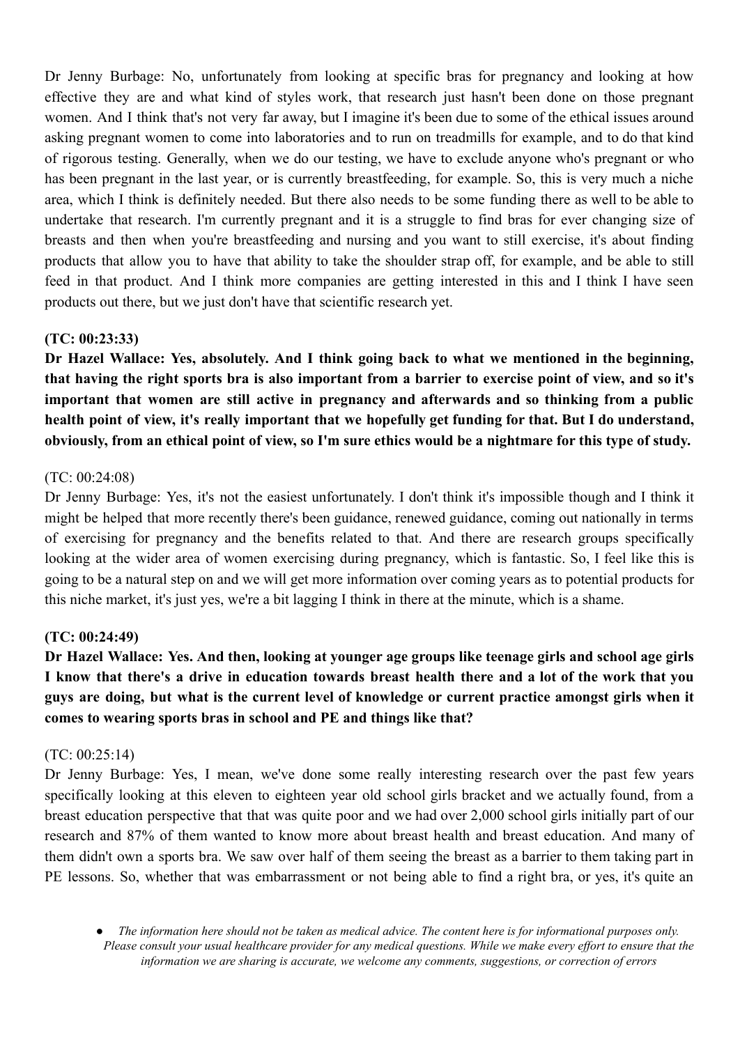Dr Jenny Burbage: No, unfortunately from looking at specific bras for pregnancy and looking at how effective they are and what kind of styles work, that research just hasn't been done on those pregnant women. And I think that's not very far away, but I imagine it's been due to some of the ethical issues around asking pregnant women to come into laboratories and to run on treadmills for example, and to do that kind of rigorous testing. Generally, when we do our testing, we have to exclude anyone who's pregnant or who has been pregnant in the last year, or is currently breastfeeding, for example. So, this is very much a niche area, which I think is definitely needed. But there also needs to be some funding there as well to be able to undertake that research. I'm currently pregnant and it is a struggle to find bras for ever changing size of breasts and then when you're breastfeeding and nursing and you want to still exercise, it's about finding products that allow you to have that ability to take the shoulder strap off, for example, and be able to still feed in that product. And I think more companies are getting interested in this and I think I have seen products out there, but we just don't have that scientific research yet.

**(TC: 00:23:33)**

**Dr Hazel Wallace: Yes, absolutely. And I think going back to what we mentioned in the beginning, that having the right sports bra is also important from a barrier to exercise point of view, and so it's important that women are still active in pregnancy and afterwards and so thinking from a public health point of view, it's really important that we hopefully get funding for that. But I do understand, obviously, from an ethical point of view, so I'm sure ethics would be a nightmare for this type of study.**

(TC: 00:24:08)

Dr Jenny Burbage: Yes, it's not the easiest unfortunately. I don't think it's impossible though and I think it might be helped that more recently there's been guidance, renewed guidance, coming out nationally in terms of exercising for pregnancy and the benefits related to that. And there are research groups specifically looking at the wider area of women exercising during pregnancy, which is fantastic. So, I feel like this is going to be a natural step on and we will get more information over coming years as to potential products for this niche market, it's just yes, we're a bit lagging I think in there at the minute, which is a shame.

**(TC: 00:24:49)**

**Dr Hazel Wallace: Yes. And then, looking at younger age groups like teenage girls and school age girls I know that there's a drive in education towards breast health there and a lot of the work that you guys are doing, but what is the current level of knowledge or current practice amongst girls when it comes to wearing sports bras in school and PE and things like that?**

(TC: 00:25:14)

Dr Jenny Burbage: Yes, I mean, we've done some really interesting research over the past few years specifically looking at this eleven to eighteen year old school girls bracket and we actually found, from a breast education perspective that that was quite poor and we had over 2,000 school girls initially part of our research and 87% of them wanted to know more about breast health and breast education. And many of them didn't own a sports bra. We saw over half of them seeing the breast as a barrier to them taking part in PE lessons. So, whether that was embarrassment or not being able to find a right bra, or yes, it's quite an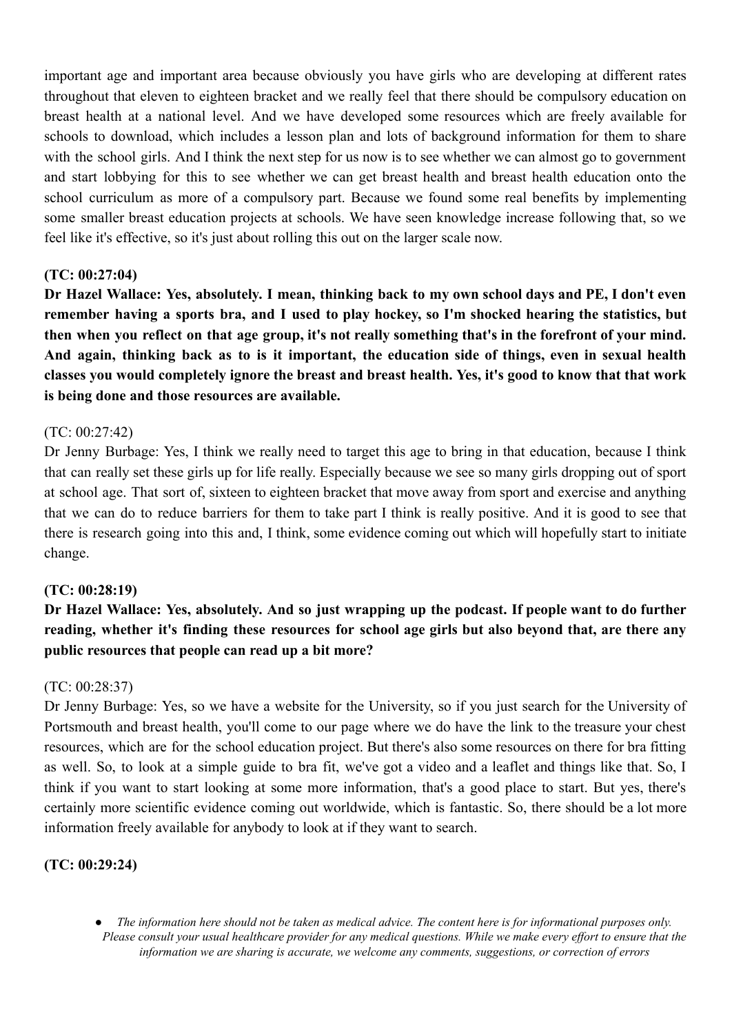important age and important area because obviously you have girls who are developing at different rates throughout that eleven to eighteen bracket and we really feel that there should be compulsory education on breast health at a national level. And we have developed some resources which are freely available for schools to download, which includes a lesson plan and lots of background information for them to share with the school girls. And I think the next step for us now is to see whether we can almost go to government and start lobbying for this to see whether we can get breast health and breast health education onto the school curriculum as more of a compulsory part. Because we found some real benefits by implementing some smaller breast education projects at schools. We have seen knowledge increase following that, so we feel like it's effective, so it's just about rolling this out on the larger scale now.

**(TC: 00:27:04)**

**Dr Hazel Wallace: Yes, absolutely. I mean, thinking back to my own school days and PE, I don't even remember having a sports bra, and I used to play hockey, so I'm shocked hearing the statistics, but then when you reflect on that age group, it's not really something that's in the forefront of your mind. And again, thinking back as to is it important, the education side of things, even in sexual health classes you would completely ignore the breast and breast health. Yes, it's good to know that that work is being done and those resources are available.**

(TC: 00:27:42)

Dr Jenny Burbage: Yes, I think we really need to target this age to bring in that education, because I think that can really set these girls up for life really. Especially because we see so many girls dropping out of sport at school age. That sort of, sixteen to eighteen bracket that move away from sport and exercise and anything that we can do to reduce barriers for them to take part I think is really positive. And it is good to see that there is research going into this and, I think, some evidence coming out which will hopefully start to initiate change.

**(TC: 00:28:19)**

**Dr Hazel Wallace: Yes, absolutely. And so just wrapping up the podcast. If people want to do further reading, whether it's finding these resources for school age girls but also beyond that, are there any public resources that people can read up a bit more?**

(TC: 00:28:37)

Dr Jenny Burbage: Yes, so we have a website for the University, so if you just search for the University of Portsmouth and breast health, you'll come to our page where we do have the link to the treasure your chest resources, which are for the school education project. But there's also some resources on there for bra fitting as well. So, to look at a simple guide to bra fit, we've got a video and a leaflet and things like that. So, I think if you want to start looking at some more information, that's a good place to start. But yes, there's certainly more scientific evidence coming out worldwide, which is fantastic. So, there should be a lot more information freely available for anybody to look at if they want to search.

**(TC: 00:29:24)**

- *The information here should not be taken as medical advice. The content here is for informational purposes only. Please consult your usual healthcare provider for any medical questions. While we make every effort to ensure that the information we are sharing is accurate, we welcome any comments, suggestions, or correction of errors*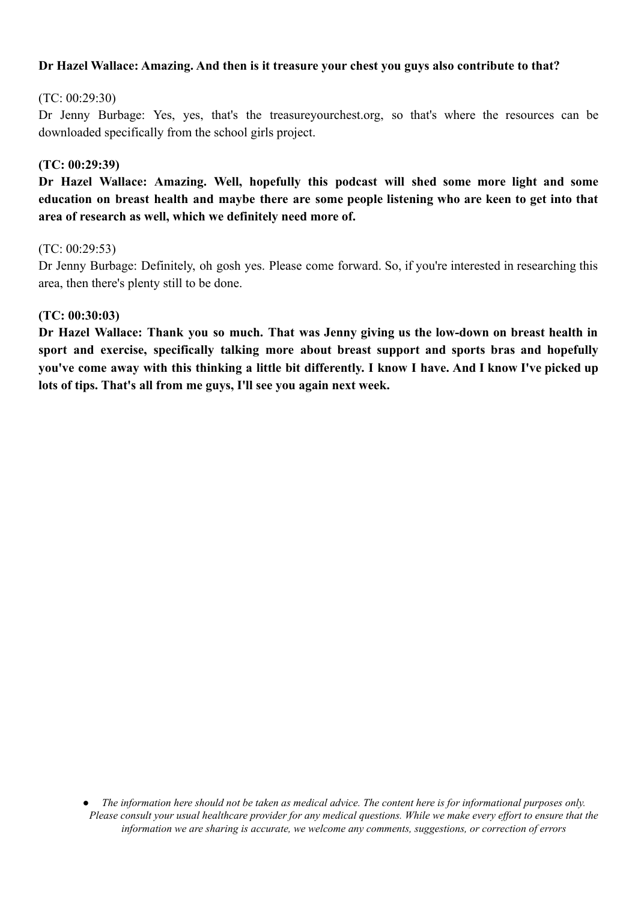**Dr Hazel Wallace: Amazing. And then is it treasure your chest you guys also contribute to that?**

(TC: 00:29:30)
Dr Jenny Burbage: Yes, yes, that's the treasureyourchest.org, so that's where the resources can be downloaded specifically from the school girls project.

**(TC: 00:29:39)**
**Dr Hazel Wallace: Amazing. Well, hopefully this podcast will shed some more light and some education on breast health and maybe there are some people listening who are keen to get into that area of research as well, which we definitely need more of.**

(TC: 00:29:53)
Dr Jenny Burbage: Definitely, oh gosh yes. Please come forward. So, if you're interested in researching this area, then there's plenty still to be done.

**(TC: 00:30:03)**
**Dr Hazel Wallace: Thank you so much. That was Jenny giving us the low-down on breast health in sport and exercise, specifically talking more about breast support and sports bras and hopefully you've come away with this thinking a little bit differently. I know I have. And I know I've picked up lots of tips. That's all from me guys, I'll see you again next week.**

- *The information here should not be taken as medical advice. The content here is for informational purposes only. Please consult your usual healthcare provider for any medical questions. While we make every effort to ensure that the information we are sharing is accurate, we welcome any comments, suggestions, or correction of errors*